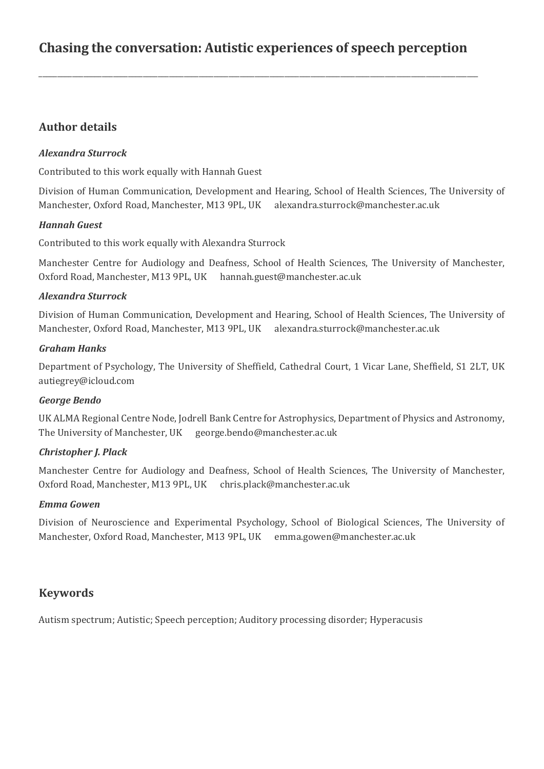# Chasing the conversation: Autistic experiences of speech perception

---

## Author details

***Alexandra Sturrock***

Contributed to this work equally with Hannah Guest

Division of Human Communication, Development and Hearing, School of Health Sciences, The University of Manchester, Oxford Road, Manchester, M13 9PL, UK alexandra.sturrock@manchester.ac.uk

***Hannah Guest***

Contributed to this work equally with Alexandra Sturrock

Manchester Centre for Audiology and Deafness, School of Health Sciences, The University of Manchester, Oxford Road, Manchester, M13 9PL, UK hannah.guest@manchester.ac.uk

***Alexandra Sturrock***

Division of Human Communication, Development and Hearing, School of Health Sciences, The University of Manchester, Oxford Road, Manchester, M13 9PL, UK alexandra.sturrock@manchester.ac.uk

***Graham Hanks***

Department of Psychology, The University of Sheffield, Cathedral Court, 1 Vicar Lane, Sheffield, S1 2LT, UK autiegrey@icloud.com

***George Bendo***

UK ALMA Regional Centre Node, Jodrell Bank Centre for Astrophysics, Department of Physics and Astronomy, The University of Manchester, UK george.bendo@manchester.ac.uk

***Christopher J. Plack***

Manchester Centre for Audiology and Deafness, School of Health Sciences, The University of Manchester, Oxford Road, Manchester, M13 9PL, UK chris.plack@manchester.ac.uk

***Emma Gowen***

Division of Neuroscience and Experimental Psychology, School of Biological Sciences, The University of Manchester, Oxford Road, Manchester, M13 9PL, UK emma.gowen@manchester.ac.uk

## Keywords

Autism spectrum; Autistic; Speech perception; Auditory processing disorder; Hyperacusis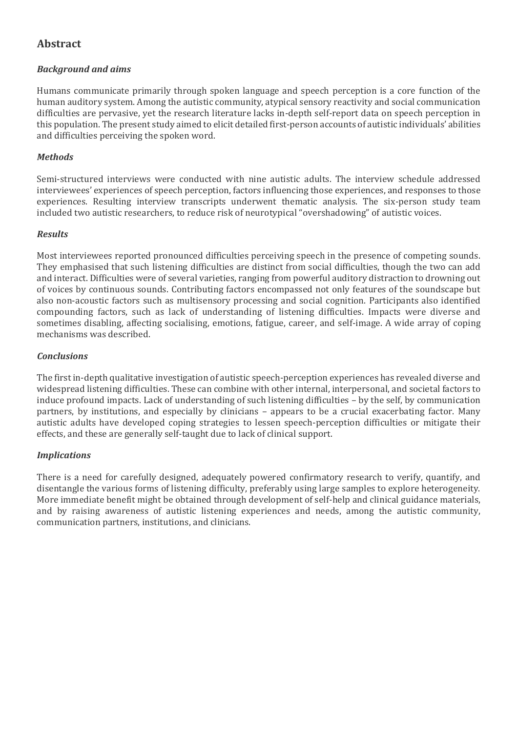## Abstract

### *Background and aims*

Humans communicate primarily through spoken language and speech perception is a core function of the human auditory system. Among the autistic community, atypical sensory reactivity and social communication difficulties are pervasive, yet the research literature lacks in-depth self-report data on speech perception in this population. The present study aimed to elicit detailed first-person accounts of autistic individuals' abilities and difficulties perceiving the spoken word.

### *Methods*

Semi-structured interviews were conducted with nine autistic adults. The interview schedule addressed interviewees' experiences of speech perception, factors influencing those experiences, and responses to those experiences. Resulting interview transcripts underwent thematic analysis. The six-person study team included two autistic researchers, to reduce risk of neurotypical "overshadowing" of autistic voices.

### *Results*

Most interviewees reported pronounced difficulties perceiving speech in the presence of competing sounds. They emphasised that such listening difficulties are distinct from social difficulties, though the two can add and interact. Difficulties were of several varieties, ranging from powerful auditory distraction to drowning out of voices by continuous sounds. Contributing factors encompassed not only features of the soundscape but also non-acoustic factors such as multisensory processing and social cognition. Participants also identified compounding factors, such as lack of understanding of listening difficulties. Impacts were diverse and sometimes disabling, affecting socialising, emotions, fatigue, career, and self-image. A wide array of coping mechanisms was described.

### *Conclusions*

The first in-depth qualitative investigation of autistic speech-perception experiences has revealed diverse and widespread listening difficulties. These can combine with other internal, interpersonal, and societal factors to induce profound impacts. Lack of understanding of such listening difficulties – by the self, by communication partners, by institutions, and especially by clinicians – appears to be a crucial exacerbating factor. Many autistic adults have developed coping strategies to lessen speech-perception difficulties or mitigate their effects, and these are generally self-taught due to lack of clinical support.

### *Implications*

There is a need for carefully designed, adequately powered confirmatory research to verify, quantify, and disentangle the various forms of listening difficulty, preferably using large samples to explore heterogeneity. More immediate benefit might be obtained through development of self-help and clinical guidance materials, and by raising awareness of autistic listening experiences and needs, among the autistic community, communication partners, institutions, and clinicians.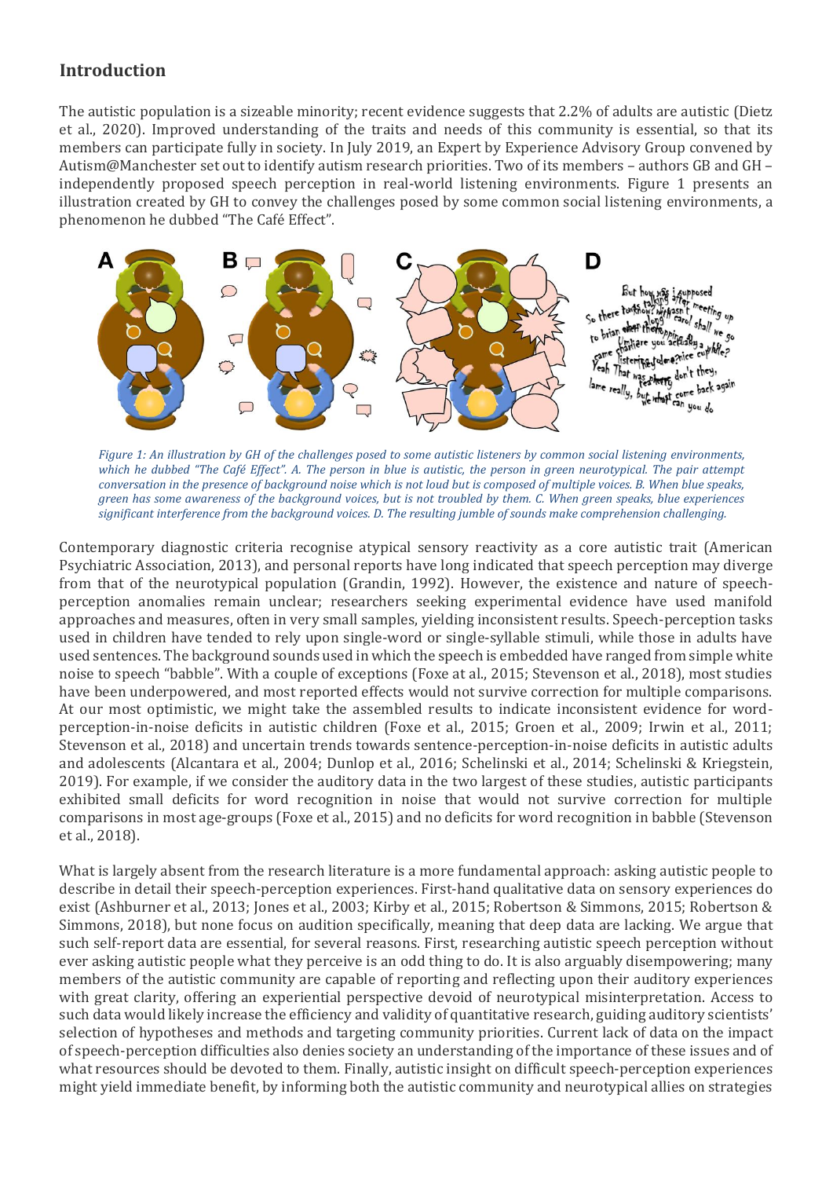## Introduction

The autistic population is a sizeable minority; recent evidence suggests that 2.2% of adults are autistic (Dietz et al., 2020). Improved understanding of the traits and needs of this community is essential, so that its members can participate fully in society. In July 2019, an Expert by Experience Advisory Group convened by Autism@Manchester set out to identify autism research priorities. Two of its members – authors GB and GH – independently proposed speech perception in real-world listening environments. Figure 1 presents an illustration created by GH to convey the challenges posed by some common social listening environments, a phenomenon he dubbed "The Café Effect".

*Figure 1: An illustration by GH of the challenges posed to some autistic listeners by common social listening environments, which he dubbed "The Café Effect". A. The person in blue is autistic, the person in green neurotypical. The pair attempt conversation in the presence of background noise which is not loud but is composed of multiple voices. B. When blue speaks, green has some awareness of the background voices, but is not troubled by them. C. When green speaks, blue experiences significant interference from the background voices. D. The resulting jumble of sounds make comprehension challenging.*

Contemporary diagnostic criteria recognise atypical sensory reactivity as a core autistic trait (American Psychiatric Association, 2013), and personal reports have long indicated that speech perception may diverge from that of the neurotypical population (Grandin, 1992). However, the existence and nature of speech-perception anomalies remain unclear; researchers seeking experimental evidence have used manifold approaches and measures, often in very small samples, yielding inconsistent results. Speech-perception tasks used in children have tended to rely upon single-word or single-syllable stimuli, while those in adults have used sentences. The background sounds used in which the speech is embedded have ranged from simple white noise to speech "babble". With a couple of exceptions (Foxe at al., 2015; Stevenson et al., 2018), most studies have been underpowered, and most reported effects would not survive correction for multiple comparisons. At our most optimistic, we might take the assembled results to indicate inconsistent evidence for word-perception-in-noise deficits in autistic children (Foxe et al., 2015; Groen et al., 2009; Irwin et al., 2011; Stevenson et al., 2018) and uncertain trends towards sentence-perception-in-noise deficits in autistic adults and adolescents (Alcantara et al., 2004; Dunlop et al., 2016; Schelinski et al., 2014; Schelinski & Kriegstein, 2019). For example, if we consider the auditory data in the two largest of these studies, autistic participants exhibited small deficits for word recognition in noise that would not survive correction for multiple comparisons in most age-groups (Foxe et al., 2015) and no deficits for word recognition in babble (Stevenson et al., 2018).

What is largely absent from the research literature is a more fundamental approach: asking autistic people to describe in detail their speech-perception experiences. First-hand qualitative data on sensory experiences do exist (Ashburner et al., 2013; Jones et al., 2003; Kirby et al., 2015; Robertson & Simmons, 2015; Robertson & Simmons, 2018), but none focus on audition specifically, meaning that deep data are lacking. We argue that such self-report data are essential, for several reasons. First, researching autistic speech perception without ever asking autistic people what they perceive is an odd thing to do. It is also arguably disempowering; many members of the autistic community are capable of reporting and reflecting upon their auditory experiences with great clarity, offering an experiential perspective devoid of neurotypical misinterpretation. Access to such data would likely increase the efficiency and validity of quantitative research, guiding auditory scientists' selection of hypotheses and methods and targeting community priorities. Current lack of data on the impact of speech-perception difficulties also denies society an understanding of the importance of these issues and of what resources should be devoted to them. Finally, autistic insight on difficult speech-perception experiences might yield immediate benefit, by informing both the autistic community and neurotypical allies on strategies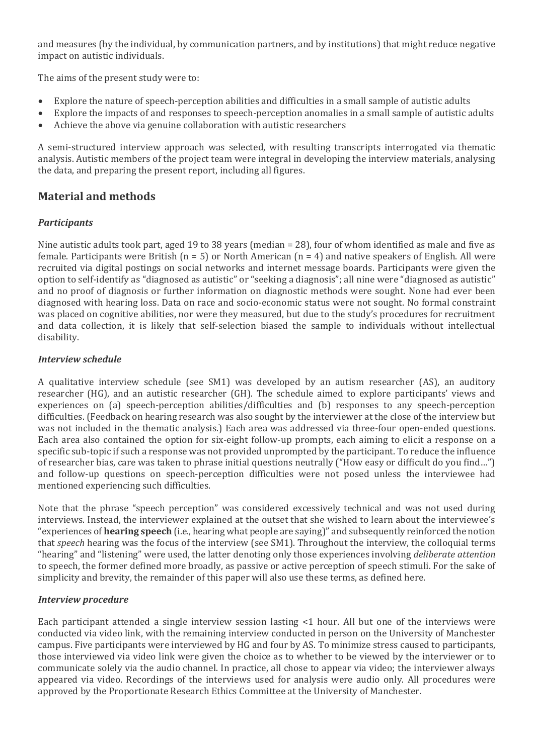and measures (by the individual, by communication partners, and by institutions) that might reduce negative impact on autistic individuals.

The aims of the present study were to:

- Explore the nature of speech-perception abilities and difficulties in a small sample of autistic adults
- Explore the impacts of and responses to speech-perception anomalies in a small sample of autistic adults
- Achieve the above via genuine collaboration with autistic researchers

A semi-structured interview approach was selected, with resulting transcripts interrogated via thematic analysis. Autistic members of the project team were integral in developing the interview materials, analysing the data, and preparing the present report, including all figures.

## Material and methods

### *Participants*

Nine autistic adults took part, aged 19 to 38 years (median = 28), four of whom identified as male and five as female. Participants were British (n = 5) or North American (n = 4) and native speakers of English. All were recruited via digital postings on social networks and internet message boards. Participants were given the option to self-identify as "diagnosed as autistic" or "seeking a diagnosis"; all nine were "diagnosed as autistic" and no proof of diagnosis or further information on diagnostic methods were sought. None had ever been diagnosed with hearing loss. Data on race and socio-economic status were not sought. No formal constraint was placed on cognitive abilities, nor were they measured, but due to the study's procedures for recruitment and data collection, it is likely that self-selection biased the sample to individuals without intellectual disability.

### *Interview schedule*

A qualitative interview schedule (see SM1) was developed by an autism researcher (AS), an auditory researcher (HG), and an autistic researcher (GH). The schedule aimed to explore participants' views and experiences on (a) speech-perception abilities/difficulties and (b) responses to any speech-perception difficulties. (Feedback on hearing research was also sought by the interviewer at the close of the interview but was not included in the thematic analysis.) Each area was addressed via three-four open-ended questions. Each area also contained the option for six-eight follow-up prompts, each aiming to elicit a response on a specific sub-topic if such a response was not provided unprompted by the participant. To reduce the influence of researcher bias, care was taken to phrase initial questions neutrally ("How easy or difficult do you find…") and follow-up questions on speech-perception difficulties were not posed unless the interviewee had mentioned experiencing such difficulties.

Note that the phrase "speech perception" was considered excessively technical and was not used during interviews. Instead, the interviewer explained at the outset that she wished to learn about the interviewee's "experiences of **hearing speech** (i.e., hearing what people are saying)" and subsequently reinforced the notion that *speech* hearing was the focus of the interview (see SM1). Throughout the interview, the colloquial terms "hearing" and "listening" were used, the latter denoting only those experiences involving *deliberate attention* to speech, the former defined more broadly, as passive or active perception of speech stimuli. For the sake of simplicity and brevity, the remainder of this paper will also use these terms, as defined here.

### *Interview procedure*

Each participant attended a single interview session lasting <1 hour. All but one of the interviews were conducted via video link, with the remaining interview conducted in person on the University of Manchester campus. Five participants were interviewed by HG and four by AS. To minimize stress caused to participants, those interviewed via video link were given the choice as to whether to be viewed by the interviewer or to communicate solely via the audio channel. In practice, all chose to appear via video; the interviewer always appeared via video. Recordings of the interviews used for analysis were audio only. All procedures were approved by the Proportionate Research Ethics Committee at the University of Manchester.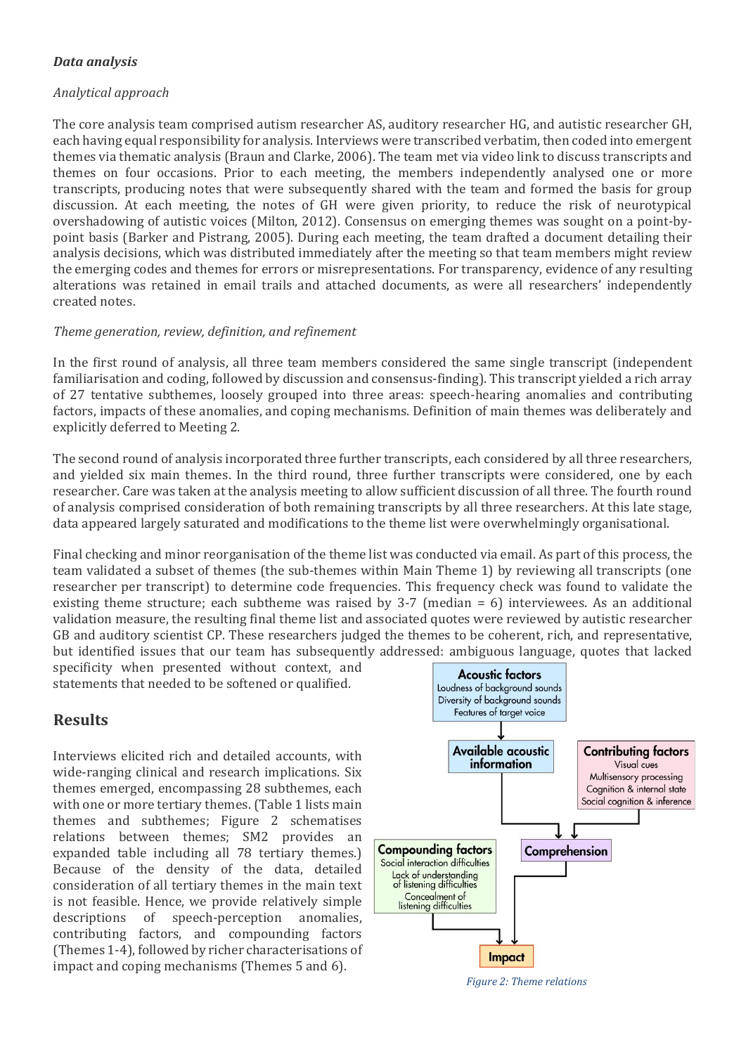### *Data analysis*

*Analytical approach*

The core analysis team comprised autism researcher AS, auditory researcher HG, and autistic researcher GH, each having equal responsibility for analysis. Interviews were transcribed verbatim, then coded into emergent themes via thematic analysis (Braun and Clarke, 2006). The team met via video link to discuss transcripts and themes on four occasions. Prior to each meeting, the members independently analysed one or more transcripts, producing notes that were subsequently shared with the team and formed the basis for group discussion. At each meeting, the notes of GH were given priority, to reduce the risk of neurotypical overshadowing of autistic voices (Milton, 2012). Consensus on emerging themes was sought on a point-by-point basis (Barker and Pistrang, 2005). During each meeting, the team drafted a document detailing their analysis decisions, which was distributed immediately after the meeting so that team members might review the emerging codes and themes for errors or misrepresentations. For transparency, evidence of any resulting alterations was retained in email trails and attached documents, as were all researchers' independently created notes.

*Theme generation, review, definition, and refinement*

In the first round of analysis, all three team members considered the same single transcript (independent familiarisation and coding, followed by discussion and consensus-finding). This transcript yielded a rich array of 27 tentative subthemes, loosely grouped into three areas: speech-hearing anomalies and contributing factors, impacts of these anomalies, and coping mechanisms. Definition of main themes was deliberately and explicitly deferred to Meeting 2.

The second round of analysis incorporated three further transcripts, each considered by all three researchers, and yielded six main themes. In the third round, three further transcripts were considered, one by each researcher. Care was taken at the analysis meeting to allow sufficient discussion of all three. The fourth round of analysis comprised consideration of both remaining transcripts by all three researchers. At this late stage, data appeared largely saturated and modifications to the theme list were overwhelmingly organisational.

Final checking and minor reorganisation of the theme list was conducted via email. As part of this process, the team validated a subset of themes (the sub-themes within Main Theme 1) by reviewing all transcripts (one researcher per transcript) to determine code frequencies. This frequency check was found to validate the existing theme structure; each subtheme was raised by 3-7 (median = 6) interviewees. As an additional validation measure, the resulting final theme list and associated quotes were reviewed by autistic researcher GB and auditory scientist CP. These researchers judged the themes to be coherent, rich, and representative, but identified issues that our team has subsequently addressed: ambiguous language, quotes that lacked specificity when presented without context, and statements that needed to be softened or qualified.

## Results

Interviews elicited rich and detailed accounts, with wide-ranging clinical and research implications. Six themes emerged, encompassing 28 subthemes, each with one or more tertiary themes. (Table 1 lists main themes and subthemes; Figure 2 schematises relations between themes; SM2 provides an expanded table including all 78 tertiary themes.) Because of the density of the data, detailed consideration of all tertiary themes in the main text is not feasible. Hence, we provide relatively simple descriptions of speech-perception anomalies, contributing factors, and compounding factors (Themes 1-4), followed by richer characterisations of impact and coping mechanisms (Themes 5 and 6).

**Acoustic factors**: Loudness of background sounds; Diversity of background sounds; Features of target voice
→ **Available acoustic information**

**Contributing factors**: Visual cues; Multisensory processing; Cognition & internal state; Social cognition & inference

Available acoustic information + Contributing factors → **Comprehension**

**Compounding factors**: Social interaction difficulties; Lack of understanding of listening difficulties; Concealment of listening difficulties

Compounding factors + Comprehension → **Impact**

*Figure 2: Theme relations*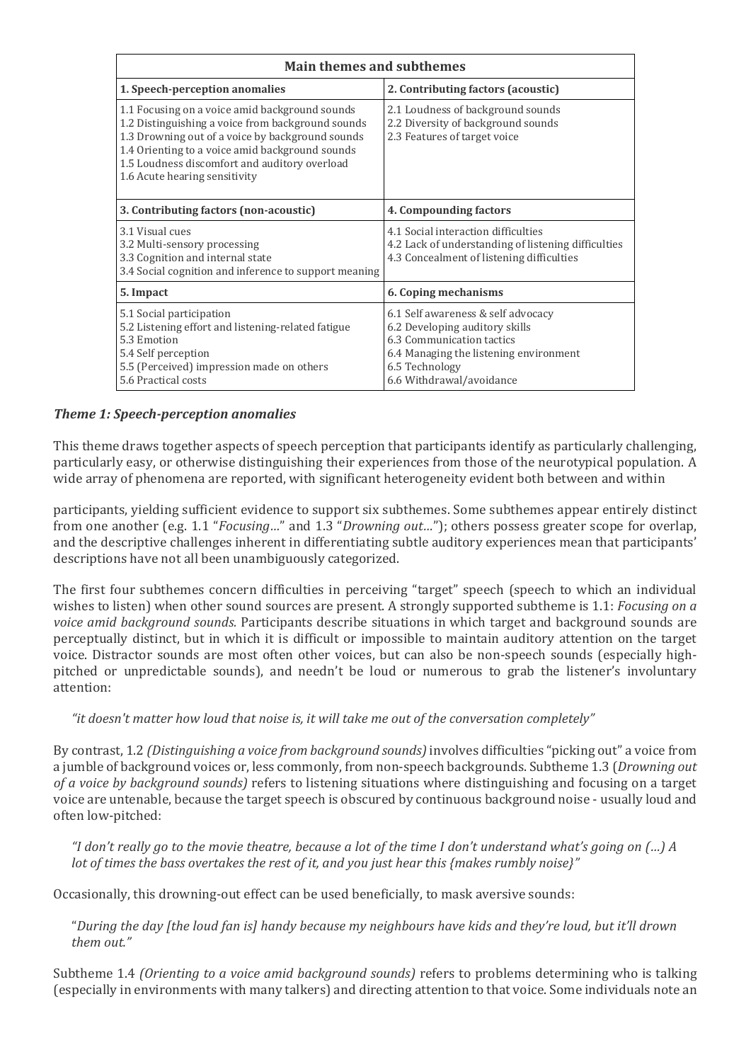| Main themes and subthemes | |
|---|---|
| **1. Speech-perception anomalies** | **2. Contributing factors (acoustic)** |
| 1.1 Focusing on a voice amid background sounds<br>1.2 Distinguishing a voice from background sounds<br>1.3 Drowning out of a voice by background sounds<br>1.4 Orienting to a voice amid background sounds<br>1.5 Loudness discomfort and auditory overload<br>1.6 Acute hearing sensitivity | 2.1 Loudness of background sounds<br>2.2 Diversity of background sounds<br>2.3 Features of target voice |
| **3. Contributing factors (non-acoustic)** | **4. Compounding factors** |
| 3.1 Visual cues<br>3.2 Multi-sensory processing<br>3.3 Cognition and internal state<br>3.4 Social cognition and inference to support meaning | 4.1 Social interaction difficulties<br>4.2 Lack of understanding of listening difficulties<br>4.3 Concealment of listening difficulties |
| **5. Impact** | **6. Coping mechanisms** |
| 5.1 Social participation<br>5.2 Listening effort and listening-related fatigue<br>5.3 Emotion<br>5.4 Self perception<br>5.5 (Perceived) impression made on others<br>5.6 Practical costs | 6.1 Self awareness & self advocacy<br>6.2 Developing auditory skills<br>6.3 Communication tactics<br>6.4 Managing the listening environment<br>6.5 Technology<br>6.6 Withdrawal/avoidance |

### *Theme 1: Speech-perception anomalies*

This theme draws together aspects of speech perception that participants identify as particularly challenging, particularly easy, or otherwise distinguishing their experiences from those of the neurotypical population. A wide array of phenomena are reported, with significant heterogeneity evident both between and within participants, yielding sufficient evidence to support six subthemes. Some subthemes appear entirely distinct from one another (e.g. 1.1 "*Focusing…*" and 1.3 "*Drowning out…*"); others possess greater scope for overlap, and the descriptive challenges inherent in differentiating subtle auditory experiences mean that participants' descriptions have not all been unambiguously categorized.

The first four subthemes concern difficulties in perceiving "target" speech (speech to which an individual wishes to listen) when other sound sources are present. A strongly supported subtheme is 1.1: *Focusing on a voice amid background sounds*. Participants describe situations in which target and background sounds are perceptually distinct, but in which it is difficult or impossible to maintain auditory attention on the target voice. Distractor sounds are most often other voices, but can also be non-speech sounds (especially high-pitched or unpredictable sounds), and needn't be loud or numerous to grab the listener's involuntary attention:

> *"it doesn't matter how loud that noise is, it will take me out of the conversation completely"*

By contrast, 1.2 *(Distinguishing a voice from background sounds)* involves difficulties "picking out" a voice from a jumble of background voices or, less commonly, from non-speech backgrounds. Subtheme 1.3 (*Drowning out of a voice by background sounds)* refers to listening situations where distinguishing and focusing on a target voice are untenable, because the target speech is obscured by continuous background noise - usually loud and often low-pitched:

> *"I don't really go to the movie theatre, because a lot of the time I don't understand what's going on (…) A lot of times the bass overtakes the rest of it, and you just hear this {makes rumbly noise}"*

Occasionally, this drowning-out effect can be used beneficially, to mask aversive sounds:

> "*During the day [the loud fan is] handy because my neighbours have kids and they're loud, but it'll drown them out."*

Subtheme 1.4 *(Orienting to a voice amid background sounds)* refers to problems determining who is talking (especially in environments with many talkers) and directing attention to that voice. Some individuals note an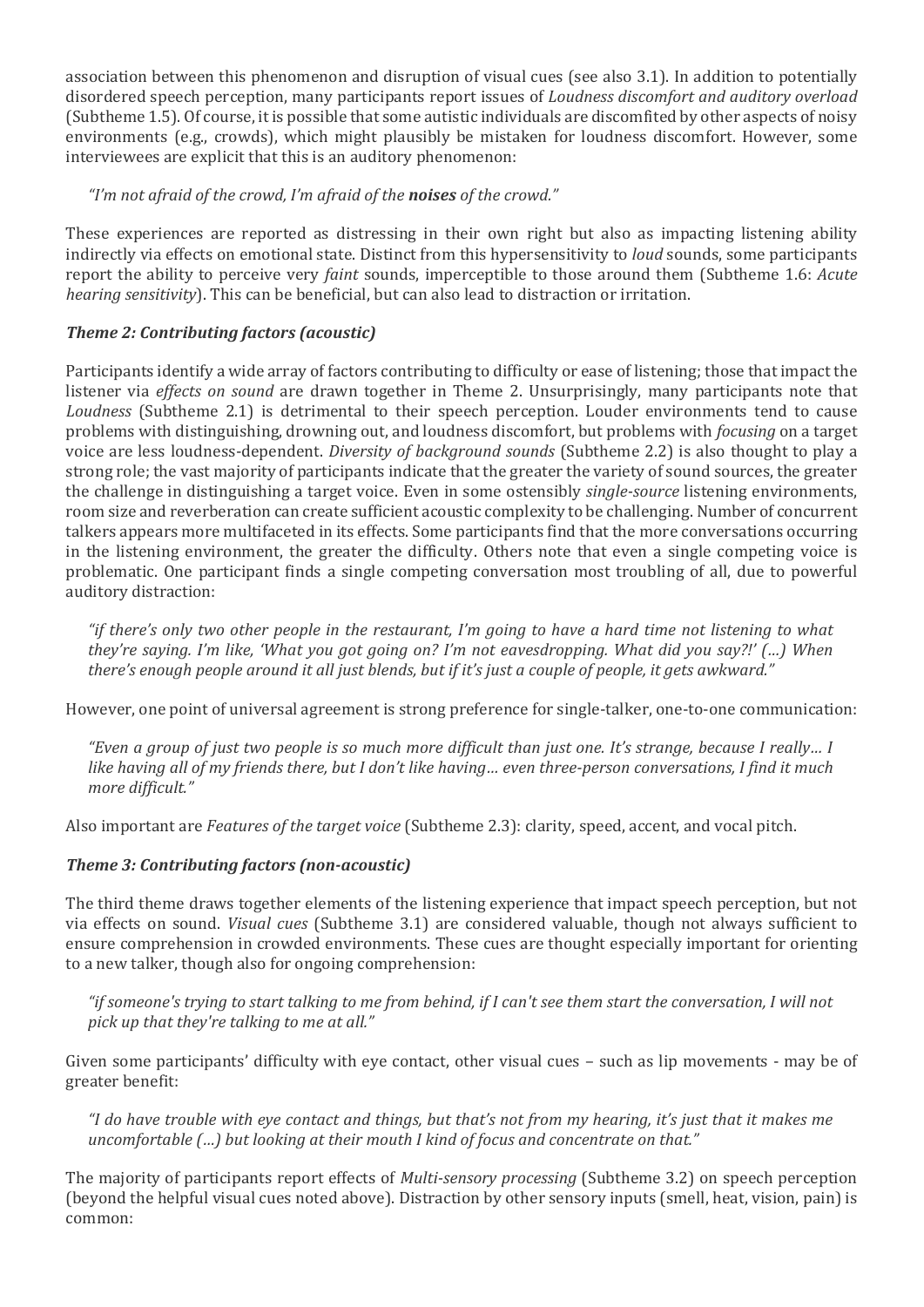association between this phenomenon and disruption of visual cues (see also 3.1). In addition to potentially disordered speech perception, many participants report issues of *Loudness discomfort and auditory overload* (Subtheme 1.5). Of course, it is possible that some autistic individuals are discomfited by other aspects of noisy environments (e.g., crowds), which might plausibly be mistaken for loudness discomfort. However, some interviewees are explicit that this is an auditory phenomenon:

> *"I'm not afraid of the crowd, I'm afraid of the **noises** of the crowd."*

These experiences are reported as distressing in their own right but also as impacting listening ability indirectly via effects on emotional state. Distinct from this hypersensitivity to *loud* sounds, some participants report the ability to perceive very *faint* sounds, imperceptible to those around them (Subtheme 1.6: *Acute hearing sensitivity*). This can be beneficial, but can also lead to distraction or irritation.

### *Theme 2: Contributing factors (acoustic)*

Participants identify a wide array of factors contributing to difficulty or ease of listening; those that impact the listener via *effects on sound* are drawn together in Theme 2. Unsurprisingly, many participants note that *Loudness* (Subtheme 2.1) is detrimental to their speech perception. Louder environments tend to cause problems with distinguishing, drowning out, and loudness discomfort, but problems with *focusing* on a target voice are less loudness-dependent. *Diversity of background sounds* (Subtheme 2.2) is also thought to play a strong role; the vast majority of participants indicate that the greater the variety of sound sources, the greater the challenge in distinguishing a target voice. Even in some ostensibly *single-source* listening environments, room size and reverberation can create sufficient acoustic complexity to be challenging. Number of concurrent talkers appears more multifaceted in its effects. Some participants find that the more conversations occurring in the listening environment, the greater the difficulty. Others note that even a single competing voice is problematic. One participant finds a single competing conversation most troubling of all, due to powerful auditory distraction:

> *"if there's only two other people in the restaurant, I'm going to have a hard time not listening to what they're saying. I'm like, 'What you got going on? I'm not eavesdropping. What did you say?!' (…) When there's enough people around it all just blends, but if it's just a couple of people, it gets awkward."*

However, one point of universal agreement is strong preference for single-talker, one-to-one communication:

> *"Even a group of just two people is so much more difficult than just one. It's strange, because I really… I like having all of my friends there, but I don't like having… even three-person conversations, I find it much more difficult."*

Also important are *Features of the target voice* (Subtheme 2.3): clarity, speed, accent, and vocal pitch.

### *Theme 3: Contributing factors (non-acoustic)*

The third theme draws together elements of the listening experience that impact speech perception, but not via effects on sound. *Visual cues* (Subtheme 3.1) are considered valuable, though not always sufficient to ensure comprehension in crowded environments. These cues are thought especially important for orienting to a new talker, though also for ongoing comprehension:

> *"if someone's trying to start talking to me from behind, if I can't see them start the conversation, I will not pick up that they're talking to me at all."*

Given some participants' difficulty with eye contact, other visual cues – such as lip movements - may be of greater benefit:

> *"I do have trouble with eye contact and things, but that's not from my hearing, it's just that it makes me uncomfortable (…) but looking at their mouth I kind of focus and concentrate on that."*

The majority of participants report effects of *Multi-sensory processing* (Subtheme 3.2) on speech perception (beyond the helpful visual cues noted above). Distraction by other sensory inputs (smell, heat, vision, pain) is common: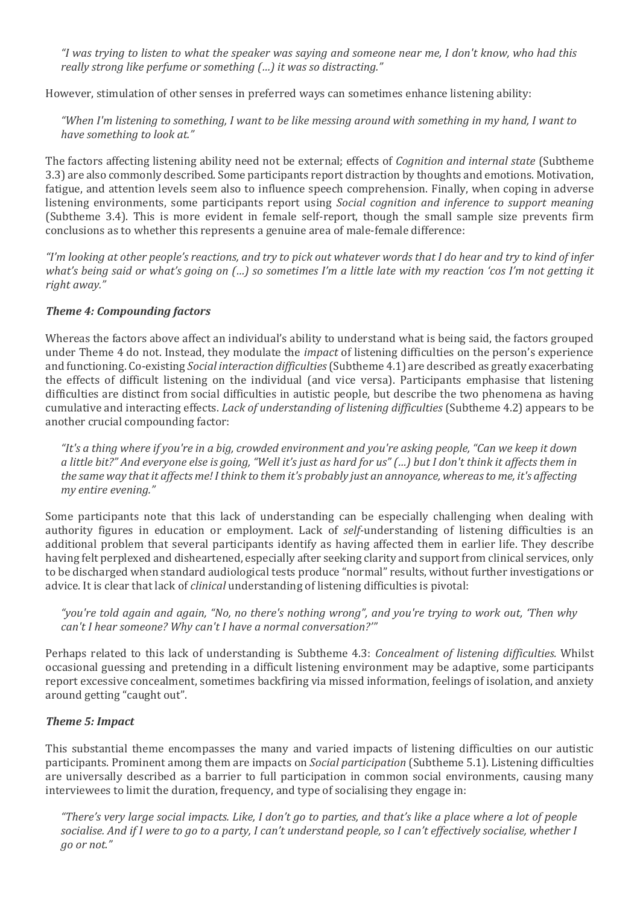*"I was trying to listen to what the speaker was saying and someone near me, I don't know, who had this really strong like perfume or something (…) it was so distracting."*

However, stimulation of other senses in preferred ways can sometimes enhance listening ability:

*"When I'm listening to something, I want to be like messing around with something in my hand, I want to have something to look at."*

The factors affecting listening ability need not be external; effects of *Cognition and internal state* (Subtheme 3.3) are also commonly described. Some participants report distraction by thoughts and emotions. Motivation, fatigue, and attention levels seem also to influence speech comprehension. Finally, when coping in adverse listening environments, some participants report using *Social cognition and inference to support meaning* (Subtheme 3.4). This is more evident in female self-report, though the small sample size prevents firm conclusions as to whether this represents a genuine area of male-female difference:

*"I'm looking at other people's reactions, and try to pick out whatever words that I do hear and try to kind of infer what's being said or what's going on (…) so sometimes I'm a little late with my reaction 'cos I'm not getting it right away."*

### *Theme 4: Compounding factors*

Whereas the factors above affect an individual's ability to understand what is being said, the factors grouped under Theme 4 do not. Instead, they modulate the *impact* of listening difficulties on the person's experience and functioning. Co-existing *Social interaction difficulties* (Subtheme 4.1) are described as greatly exacerbating the effects of difficult listening on the individual (and vice versa). Participants emphasise that listening difficulties are distinct from social difficulties in autistic people, but describe the two phenomena as having cumulative and interacting effects. *Lack of understanding of listening difficulties* (Subtheme 4.2) appears to be another crucial compounding factor:

*"It's a thing where if you're in a big, crowded environment and you're asking people, "Can we keep it down a little bit?" And everyone else is going, "Well it's just as hard for us" (…) but I don't think it affects them in the same way that it affects me! I think to them it's probably just an annoyance, whereas to me, it's affecting my entire evening."*

Some participants note that this lack of understanding can be especially challenging when dealing with authority figures in education or employment. Lack of *self*-understanding of listening difficulties is an additional problem that several participants identify as having affected them in earlier life. They describe having felt perplexed and disheartened, especially after seeking clarity and support from clinical services, only to be discharged when standard audiological tests produce "normal" results, without further investigations or advice. It is clear that lack of *clinical* understanding of listening difficulties is pivotal:

*"you're told again and again, "No, no there's nothing wrong", and you're trying to work out, 'Then why can't I hear someone? Why can't I have a normal conversation?'"*

Perhaps related to this lack of understanding is Subtheme 4.3: *Concealment of listening difficulties*. Whilst occasional guessing and pretending in a difficult listening environment may be adaptive, some participants report excessive concealment, sometimes backfiring via missed information, feelings of isolation, and anxiety around getting "caught out".

### *Theme 5: Impact*

This substantial theme encompasses the many and varied impacts of listening difficulties on our autistic participants. Prominent among them are impacts on *Social participation* (Subtheme 5.1). Listening difficulties are universally described as a barrier to full participation in common social environments, causing many interviewees to limit the duration, frequency, and type of socialising they engage in:

*"There's very large social impacts. Like, I don't go to parties, and that's like a place where a lot of people socialise. And if I were to go to a party, I can't understand people, so I can't effectively socialise, whether I go or not."*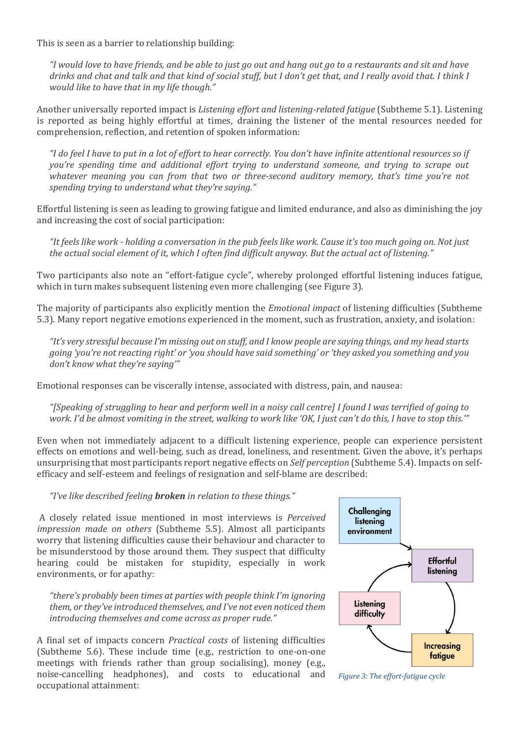This is seen as a barrier to relationship building:

> *"I would love to have friends, and be able to just go out and hang out go to a restaurants and sit and have drinks and chat and talk and that kind of social stuff, but I don't get that, and I really avoid that. I think I would like to have that in my life though."*

Another universally reported impact is *Listening effort and listening-related fatigue* (Subtheme 5.1). Listening is reported as being highly effortful at times, draining the listener of the mental resources needed for comprehension, reflection, and retention of spoken information:

> *"I do feel I have to put in a lot of effort to hear correctly. You don't have infinite attentional resources so if you're spending time and additional effort trying to understand someone, and trying to scrape out whatever meaning you can from that two or three-second auditory memory, that's time you're not spending trying to understand what they're saying."*

Effortful listening is seen as leading to growing fatigue and limited endurance, and also as diminishing the joy and increasing the cost of social participation:

> *"It feels like work - holding a conversation in the pub feels like work. Cause it's too much going on. Not just the actual social element of it, which I often find difficult anyway. But the actual act of listening."*

Two participants also note an "effort-fatigue cycle", whereby prolonged effortful listening induces fatigue, which in turn makes subsequent listening even more challenging (see Figure 3).

The majority of participants also explicitly mention the *Emotional impact* of listening difficulties (Subtheme 5.3). Many report negative emotions experienced in the moment, such as frustration, anxiety, and isolation:

> *"It's very stressful because I'm missing out on stuff, and I know people are saying things, and my head starts going 'you're not reacting right' or 'you should have said something' or 'they asked you something and you don't know what they're saying'"*

Emotional responses can be viscerally intense, associated with distress, pain, and nausea:

> *"[Speaking of struggling to hear and perform well in a noisy call centre] I found I was terrified of going to work. I'd be almost vomiting in the street, walking to work like 'OK, I just can't do this, I have to stop this.'"*

Even when not immediately adjacent to a difficult listening experience, people can experience persistent effects on emotions and well-being, such as dread, loneliness, and resentment. Given the above, it's perhaps unsurprising that most participants report negative effects on *Self perception* (Subtheme 5.4). Impacts on self-efficacy and self-esteem and feelings of resignation and self-blame are described:

> *"I've like described feeling **broken** in relation to these things."*

A closely related issue mentioned in most interviews is *Perceived impression made on others* (Subtheme 5.5). Almost all participants worry that listening difficulties cause their behaviour and character to be misunderstood by those around them. They suspect that difficulty hearing could be mistaken for stupidity, especially in work environments, or for apathy:

> *"there's probably been times at parties with people think I'm ignoring them, or they've introduced themselves, and I've not even noticed them introducing themselves and come across as proper rude."*

A final set of impacts concern *Practical costs* of listening difficulties (Subtheme 5.6). These include time (e.g., restriction to one-on-one meetings with friends rather than group socialising), money (e.g., noise-cancelling headphones), and costs to educational and occupational attainment:

Challenging listening environment → Effortful listening → Increasing fatigue → Listening difficulty → Effortful listening

*Figure 3: The effort-fatigue cycle*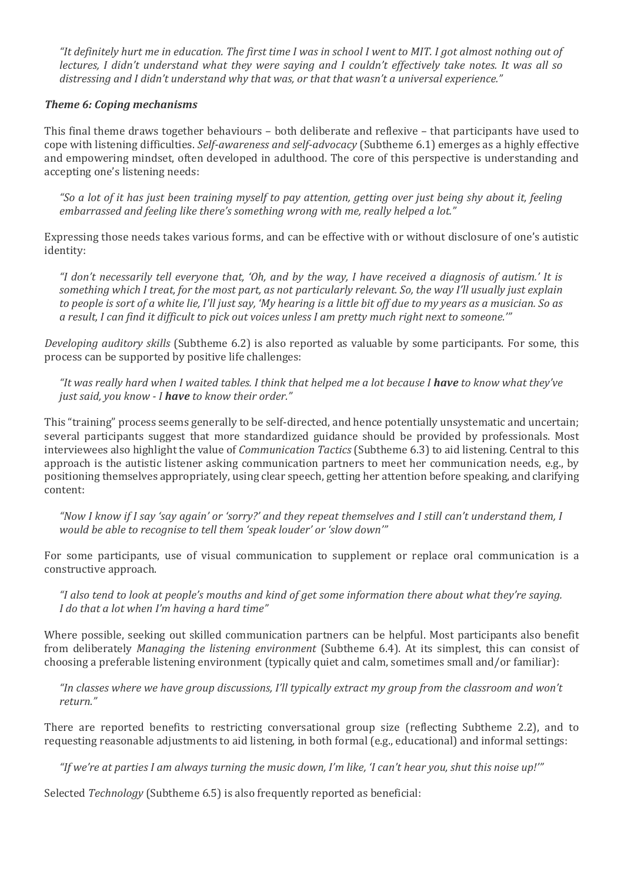*"It definitely hurt me in education. The first time I was in school I went to MIT. I got almost nothing out of lectures, I didn't understand what they were saying and I couldn't effectively take notes. It was all so distressing and I didn't understand why that was, or that that wasn't a universal experience."*

### *Theme 6: Coping mechanisms*

This final theme draws together behaviours – both deliberate and reflexive – that participants have used to cope with listening difficulties. *Self-awareness and self-advocacy* (Subtheme 6.1) emerges as a highly effective and empowering mindset, often developed in adulthood. The core of this perspective is understanding and accepting one's listening needs:

> *"So a lot of it has just been training myself to pay attention, getting over just being shy about it, feeling embarrassed and feeling like there's something wrong with me, really helped a lot."*

Expressing those needs takes various forms, and can be effective with or without disclosure of one's autistic identity:

> *"I don't necessarily tell everyone that, 'Oh, and by the way, I have received a diagnosis of autism.' It is something which I treat, for the most part, as not particularly relevant. So, the way I'll usually just explain to people is sort of a white lie, I'll just say, 'My hearing is a little bit off due to my years as a musician. So as a result, I can find it difficult to pick out voices unless I am pretty much right next to someone.'"*

*Developing auditory skills* (Subtheme 6.2) is also reported as valuable by some participants. For some, this process can be supported by positive life challenges:

> *"It was really hard when I waited tables. I think that helped me a lot because I **have** to know what they've just said, you know - I **have** to know their order."*

This "training" process seems generally to be self-directed, and hence potentially unsystematic and uncertain; several participants suggest that more standardized guidance should be provided by professionals. Most interviewees also highlight the value of *Communication Tactics* (Subtheme 6.3) to aid listening. Central to this approach is the autistic listener asking communication partners to meet her communication needs, e.g., by positioning themselves appropriately, using clear speech, getting her attention before speaking, and clarifying content:

> *"Now I know if I say 'say again' or 'sorry?' and they repeat themselves and I still can't understand them, I would be able to recognise to tell them 'speak louder' or 'slow down'"*

For some participants, use of visual communication to supplement or replace oral communication is a constructive approach.

> *"I also tend to look at people's mouths and kind of get some information there about what they're saying. I do that a lot when I'm having a hard time"*

Where possible, seeking out skilled communication partners can be helpful. Most participants also benefit from deliberately *Managing the listening environment* (Subtheme 6.4). At its simplest, this can consist of choosing a preferable listening environment (typically quiet and calm, sometimes small and/or familiar):

> *"In classes where we have group discussions, I'll typically extract my group from the classroom and won't return."*

There are reported benefits to restricting conversational group size (reflecting Subtheme 2.2), and to requesting reasonable adjustments to aid listening, in both formal (e.g., educational) and informal settings:

> *"If we're at parties I am always turning the music down, I'm like, 'I can't hear you, shut this noise up!'"*

Selected *Technology* (Subtheme 6.5) is also frequently reported as beneficial: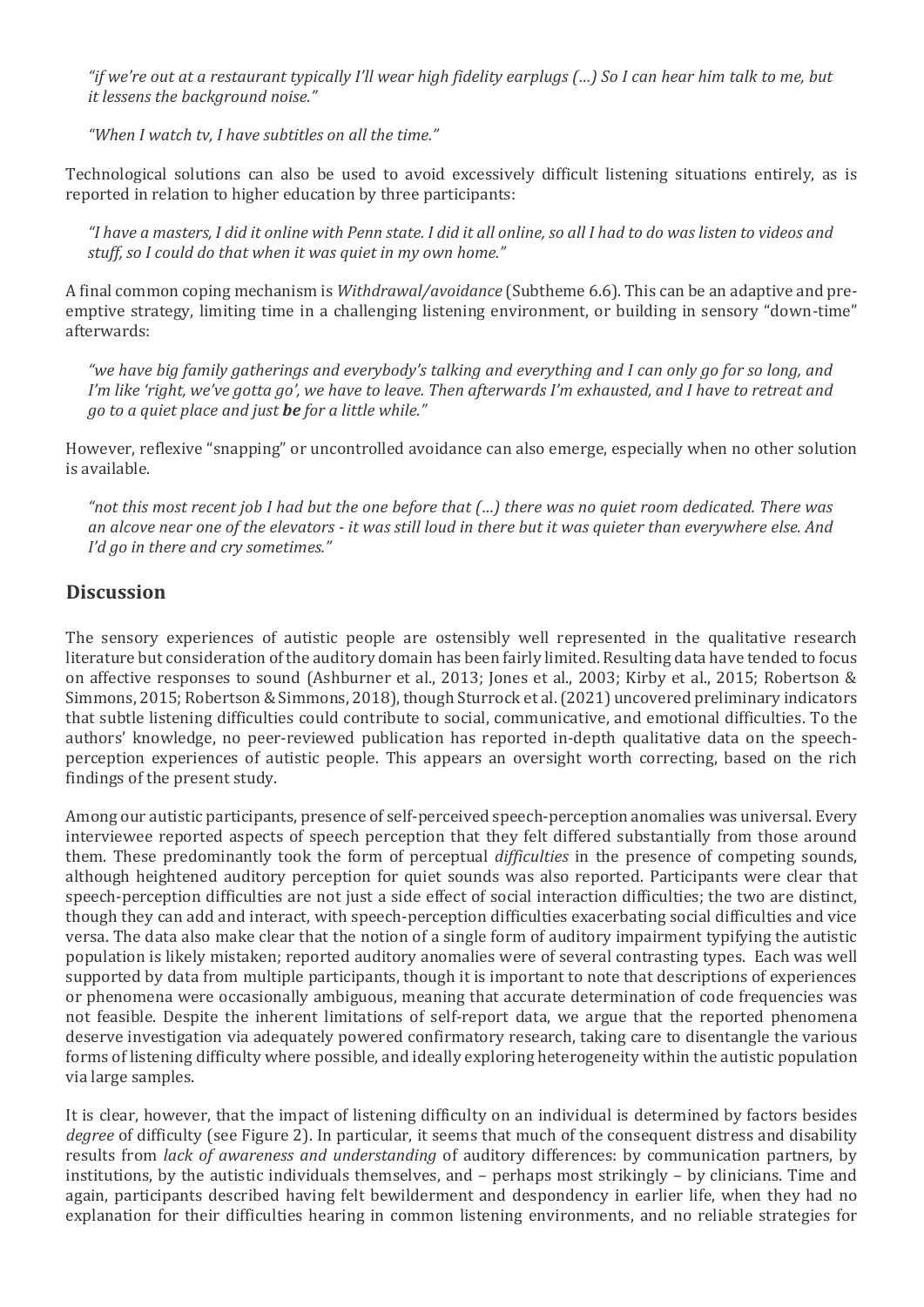*"if we're out at a restaurant typically I'll wear high fidelity earplugs (…) So I can hear him talk to me, but it lessens the background noise."*

*"When I watch tv, I have subtitles on all the time."*

Technological solutions can also be used to avoid excessively difficult listening situations entirely, as is reported in relation to higher education by three participants:

*"I have a masters, I did it online with Penn state. I did it all online, so all I had to do was listen to videos and stuff, so I could do that when it was quiet in my own home."*

A final common coping mechanism is *Withdrawal/avoidance* (Subtheme 6.6). This can be an adaptive and pre-emptive strategy, limiting time in a challenging listening environment, or building in sensory "down-time" afterwards:

*"we have big family gatherings and everybody's talking and everything and I can only go for so long, and I'm like 'right, we've gotta go', we have to leave. Then afterwards I'm exhausted, and I have to retreat and go to a quiet place and just **be** for a little while."*

However, reflexive "snapping" or uncontrolled avoidance can also emerge, especially when no other solution is available.

*"not this most recent job I had but the one before that (…) there was no quiet room dedicated. There was an alcove near one of the elevators - it was still loud in there but it was quieter than everywhere else. And I'd go in there and cry sometimes."*

## Discussion

The sensory experiences of autistic people are ostensibly well represented in the qualitative research literature but consideration of the auditory domain has been fairly limited. Resulting data have tended to focus on affective responses to sound (Ashburner et al., 2013; Jones et al., 2003; Kirby et al., 2015; Robertson & Simmons, 2015; Robertson & Simmons, 2018), though Sturrock et al. (2021) uncovered preliminary indicators that subtle listening difficulties could contribute to social, communicative, and emotional difficulties. To the authors' knowledge, no peer-reviewed publication has reported in-depth qualitative data on the speech-perception experiences of autistic people. This appears an oversight worth correcting, based on the rich findings of the present study.

Among our autistic participants, presence of self-perceived speech-perception anomalies was universal. Every interviewee reported aspects of speech perception that they felt differed substantially from those around them. These predominantly took the form of perceptual *difficulties* in the presence of competing sounds, although heightened auditory perception for quiet sounds was also reported. Participants were clear that speech-perception difficulties are not just a side effect of social interaction difficulties; the two are distinct, though they can add and interact, with speech-perception difficulties exacerbating social difficulties and vice versa. The data also make clear that the notion of a single form of auditory impairment typifying the autistic population is likely mistaken; reported auditory anomalies were of several contrasting types. Each was well supported by data from multiple participants, though it is important to note that descriptions of experiences or phenomena were occasionally ambiguous, meaning that accurate determination of code frequencies was not feasible. Despite the inherent limitations of self-report data, we argue that the reported phenomena deserve investigation via adequately powered confirmatory research, taking care to disentangle the various forms of listening difficulty where possible, and ideally exploring heterogeneity within the autistic population via large samples.

It is clear, however, that the impact of listening difficulty on an individual is determined by factors besides *degree* of difficulty (see Figure 2). In particular, it seems that much of the consequent distress and disability results from *lack of awareness and understanding* of auditory differences: by communication partners, by institutions, by the autistic individuals themselves, and – perhaps most strikingly – by clinicians. Time and again, participants described having felt bewilderment and despondency in earlier life, when they had no explanation for their difficulties hearing in common listening environments, and no reliable strategies for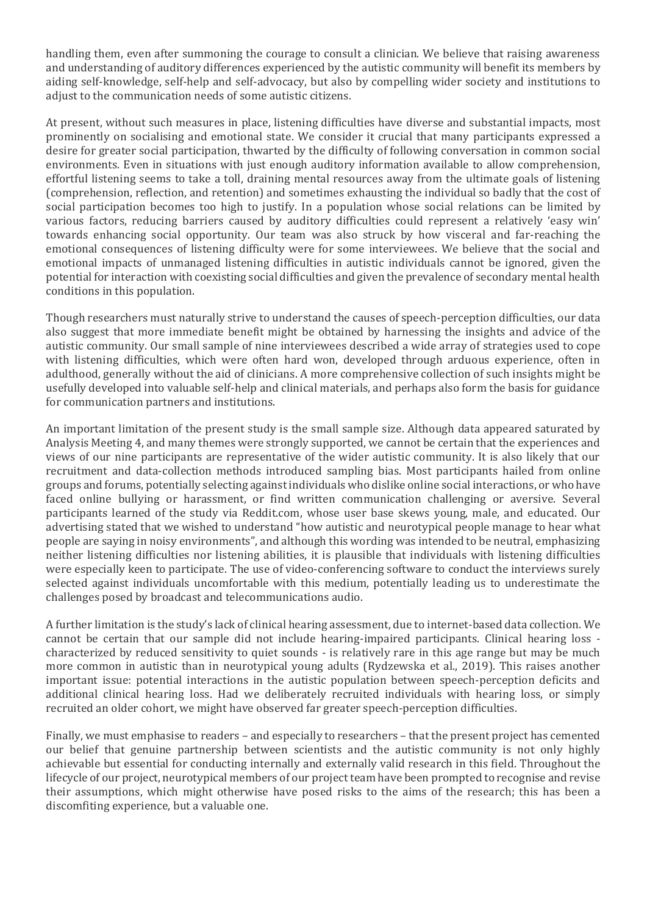handling them, even after summoning the courage to consult a clinician. We believe that raising awareness and understanding of auditory differences experienced by the autistic community will benefit its members by aiding self-knowledge, self-help and self-advocacy, but also by compelling wider society and institutions to adjust to the communication needs of some autistic citizens.

At present, without such measures in place, listening difficulties have diverse and substantial impacts, most prominently on socialising and emotional state. We consider it crucial that many participants expressed a desire for greater social participation, thwarted by the difficulty of following conversation in common social environments. Even in situations with just enough auditory information available to allow comprehension, effortful listening seems to take a toll, draining mental resources away from the ultimate goals of listening (comprehension, reflection, and retention) and sometimes exhausting the individual so badly that the cost of social participation becomes too high to justify. In a population whose social relations can be limited by various factors, reducing barriers caused by auditory difficulties could represent a relatively 'easy win' towards enhancing social opportunity. Our team was also struck by how visceral and far-reaching the emotional consequences of listening difficulty were for some interviewees. We believe that the social and emotional impacts of unmanaged listening difficulties in autistic individuals cannot be ignored, given the potential for interaction with coexisting social difficulties and given the prevalence of secondary mental health conditions in this population.

Though researchers must naturally strive to understand the causes of speech-perception difficulties, our data also suggest that more immediate benefit might be obtained by harnessing the insights and advice of the autistic community. Our small sample of nine interviewees described a wide array of strategies used to cope with listening difficulties, which were often hard won, developed through arduous experience, often in adulthood, generally without the aid of clinicians. A more comprehensive collection of such insights might be usefully developed into valuable self-help and clinical materials, and perhaps also form the basis for guidance for communication partners and institutions.

An important limitation of the present study is the small sample size. Although data appeared saturated by Analysis Meeting 4, and many themes were strongly supported, we cannot be certain that the experiences and views of our nine participants are representative of the wider autistic community. It is also likely that our recruitment and data-collection methods introduced sampling bias. Most participants hailed from online groups and forums, potentially selecting against individuals who dislike online social interactions, or who have faced online bullying or harassment, or find written communication challenging or aversive. Several participants learned of the study via Reddit.com, whose user base skews young, male, and educated. Our advertising stated that we wished to understand "how autistic and neurotypical people manage to hear what people are saying in noisy environments", and although this wording was intended to be neutral, emphasizing neither listening difficulties nor listening abilities, it is plausible that individuals with listening difficulties were especially keen to participate. The use of video-conferencing software to conduct the interviews surely selected against individuals uncomfortable with this medium, potentially leading us to underestimate the challenges posed by broadcast and telecommunications audio.

A further limitation is the study's lack of clinical hearing assessment, due to internet-based data collection. We cannot be certain that our sample did not include hearing-impaired participants. Clinical hearing loss - characterized by reduced sensitivity to quiet sounds - is relatively rare in this age range but may be much more common in autistic than in neurotypical young adults (Rydzewska et al., 2019). This raises another important issue: potential interactions in the autistic population between speech-perception deficits and additional clinical hearing loss. Had we deliberately recruited individuals with hearing loss, or simply recruited an older cohort, we might have observed far greater speech-perception difficulties.

Finally, we must emphasise to readers – and especially to researchers – that the present project has cemented our belief that genuine partnership between scientists and the autistic community is not only highly achievable but essential for conducting internally and externally valid research in this field. Throughout the lifecycle of our project, neurotypical members of our project team have been prompted to recognise and revise their assumptions, which might otherwise have posed risks to the aims of the research; this has been a discomfiting experience, but a valuable one.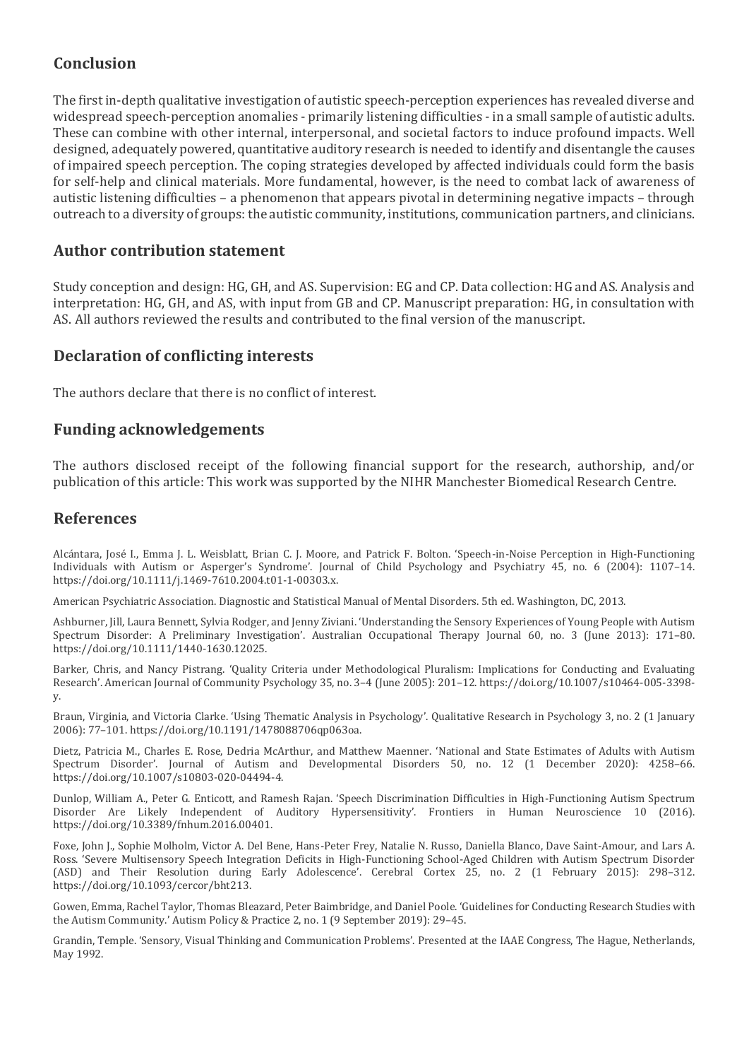## Conclusion

The first in-depth qualitative investigation of autistic speech-perception experiences has revealed diverse and widespread speech-perception anomalies - primarily listening difficulties - in a small sample of autistic adults. These can combine with other internal, interpersonal, and societal factors to induce profound impacts. Well designed, adequately powered, quantitative auditory research is needed to identify and disentangle the causes of impaired speech perception. The coping strategies developed by affected individuals could form the basis for self-help and clinical materials. More fundamental, however, is the need to combat lack of awareness of autistic listening difficulties – a phenomenon that appears pivotal in determining negative impacts – through outreach to a diversity of groups: the autistic community, institutions, communication partners, and clinicians.

## Author contribution statement

Study conception and design: HG, GH, and AS. Supervision: EG and CP. Data collection: HG and AS. Analysis and interpretation: HG, GH, and AS, with input from GB and CP. Manuscript preparation: HG, in consultation with AS. All authors reviewed the results and contributed to the final version of the manuscript.

## Declaration of conflicting interests

The authors declare that there is no conflict of interest.

## Funding acknowledgements

The authors disclosed receipt of the following financial support for the research, authorship, and/or publication of this article: This work was supported by the NIHR Manchester Biomedical Research Centre.

## References

Alcántara, José I., Emma J. L. Weisblatt, Brian C. J. Moore, and Patrick F. Bolton. 'Speech-in-Noise Perception in High-Functioning Individuals with Autism or Asperger's Syndrome'. Journal of Child Psychology and Psychiatry 45, no. 6 (2004): 1107–14. https://doi.org/10.1111/j.1469-7610.2004.t01-1-00303.x.

American Psychiatric Association. Diagnostic and Statistical Manual of Mental Disorders. 5th ed. Washington, DC, 2013.

Ashburner, Jill, Laura Bennett, Sylvia Rodger, and Jenny Ziviani. 'Understanding the Sensory Experiences of Young People with Autism Spectrum Disorder: A Preliminary Investigation'. Australian Occupational Therapy Journal 60, no. 3 (June 2013): 171–80. https://doi.org/10.1111/1440-1630.12025.

Barker, Chris, and Nancy Pistrang. 'Quality Criteria under Methodological Pluralism: Implications for Conducting and Evaluating Research'. American Journal of Community Psychology 35, no. 3–4 (June 2005): 201–12. https://doi.org/10.1007/s10464-005-3398-y.

Braun, Virginia, and Victoria Clarke. 'Using Thematic Analysis in Psychology'. Qualitative Research in Psychology 3, no. 2 (1 January 2006): 77–101. https://doi.org/10.1191/1478088706qp063oa.

Dietz, Patricia M., Charles E. Rose, Dedria McArthur, and Matthew Maenner. 'National and State Estimates of Adults with Autism Spectrum Disorder'. Journal of Autism and Developmental Disorders 50, no. 12 (1 December 2020): 4258–66. https://doi.org/10.1007/s10803-020-04494-4.

Dunlop, William A., Peter G. Enticott, and Ramesh Rajan. 'Speech Discrimination Difficulties in High-Functioning Autism Spectrum Disorder Are Likely Independent of Auditory Hypersensitivity'. Frontiers in Human Neuroscience 10 (2016). https://doi.org/10.3389/fnhum.2016.00401.

Foxe, John J., Sophie Molholm, Victor A. Del Bene, Hans-Peter Frey, Natalie N. Russo, Daniella Blanco, Dave Saint-Amour, and Lars A. Ross. 'Severe Multisensory Speech Integration Deficits in High-Functioning School-Aged Children with Autism Spectrum Disorder (ASD) and Their Resolution during Early Adolescence'. Cerebral Cortex 25, no. 2 (1 February 2015): 298–312. https://doi.org/10.1093/cercor/bht213.

Gowen, Emma, Rachel Taylor, Thomas Bleazard, Peter Baimbridge, and Daniel Poole. 'Guidelines for Conducting Research Studies with the Autism Community.' Autism Policy & Practice 2, no. 1 (9 September 2019): 29–45.

Grandin, Temple. 'Sensory, Visual Thinking and Communication Problems'. Presented at the IAAE Congress, The Hague, Netherlands, May 1992.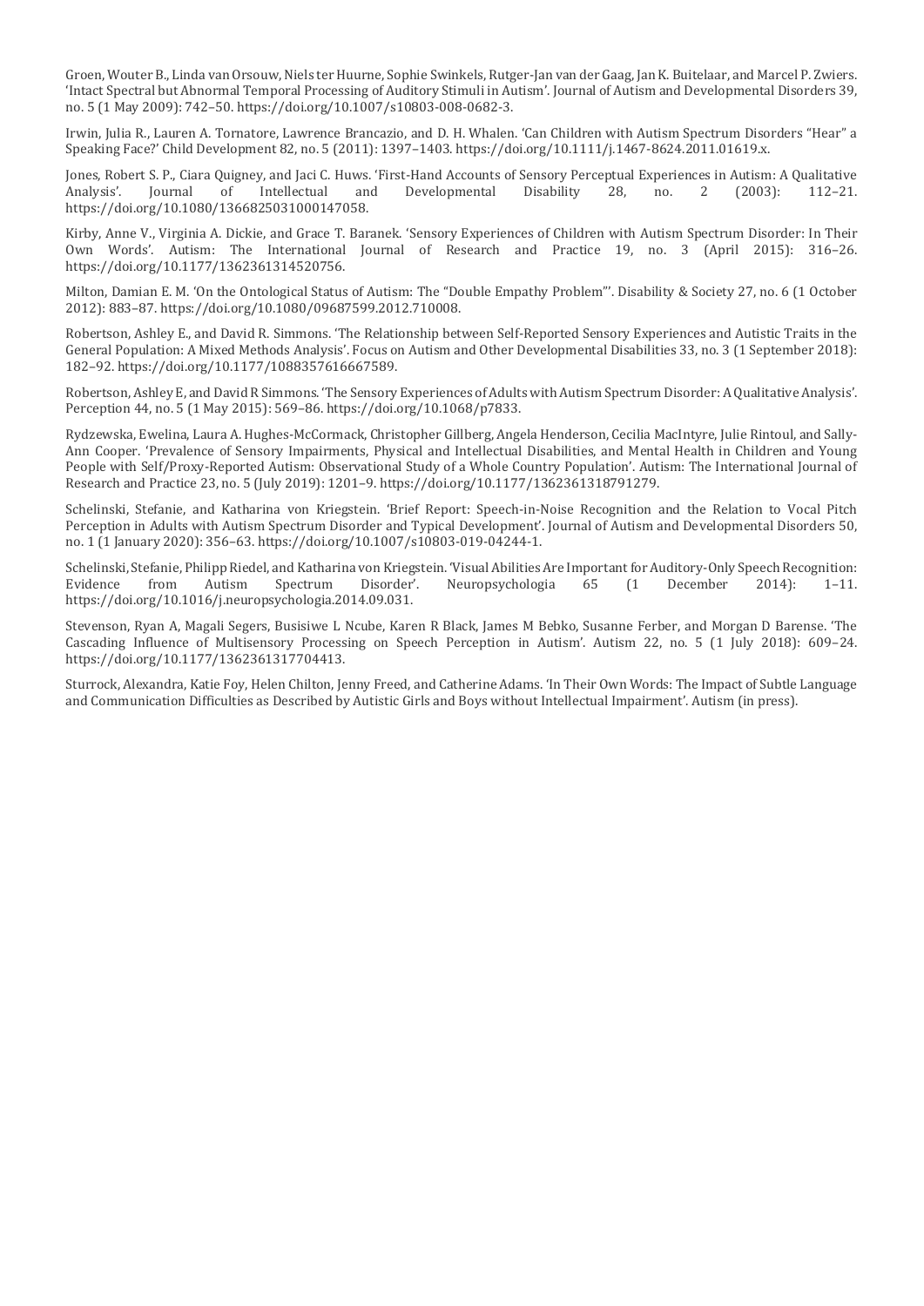Groen, Wouter B., Linda van Orsouw, Niels ter Huurne, Sophie Swinkels, Rutger-Jan van der Gaag, Jan K. Buitelaar, and Marcel P. Zwiers. 'Intact Spectral but Abnormal Temporal Processing of Auditory Stimuli in Autism'. Journal of Autism and Developmental Disorders 39, no. 5 (1 May 2009): 742–50. https://doi.org/10.1007/s10803-008-0682-3.

Irwin, Julia R., Lauren A. Tornatore, Lawrence Brancazio, and D. H. Whalen. 'Can Children with Autism Spectrum Disorders "Hear" a Speaking Face?' Child Development 82, no. 5 (2011): 1397–1403. https://doi.org/10.1111/j.1467-8624.2011.01619.x.

Jones, Robert S. P., Ciara Quigney, and Jaci C. Huws. 'First-Hand Accounts of Sensory Perceptual Experiences in Autism: A Qualitative Analysis'. Journal of Intellectual and Developmental Disability 28, no. 2 (2003): 112–21. https://doi.org/10.1080/1366825031000147058.

Kirby, Anne V., Virginia A. Dickie, and Grace T. Baranek. 'Sensory Experiences of Children with Autism Spectrum Disorder: In Their Own Words'. Autism: The International Journal of Research and Practice 19, no. 3 (April 2015): 316–26. https://doi.org/10.1177/1362361314520756.

Milton, Damian E. M. 'On the Ontological Status of Autism: The "Double Empathy Problem"'. Disability & Society 27, no. 6 (1 October 2012): 883–87. https://doi.org/10.1080/09687599.2012.710008.

Robertson, Ashley E., and David R. Simmons. 'The Relationship between Self-Reported Sensory Experiences and Autistic Traits in the General Population: A Mixed Methods Analysis'. Focus on Autism and Other Developmental Disabilities 33, no. 3 (1 September 2018): 182–92. https://doi.org/10.1177/1088357616667589.

Robertson, Ashley E, and David R Simmons. 'The Sensory Experiences of Adults with Autism Spectrum Disorder: A Qualitative Analysis'. Perception 44, no. 5 (1 May 2015): 569–86. https://doi.org/10.1068/p7833.

Rydzewska, Ewelina, Laura A. Hughes-McCormack, Christopher Gillberg, Angela Henderson, Cecilia MacIntyre, Julie Rintoul, and Sally-Ann Cooper. 'Prevalence of Sensory Impairments, Physical and Intellectual Disabilities, and Mental Health in Children and Young People with Self/Proxy-Reported Autism: Observational Study of a Whole Country Population'. Autism: The International Journal of Research and Practice 23, no. 5 (July 2019): 1201–9. https://doi.org/10.1177/1362361318791279.

Schelinski, Stefanie, and Katharina von Kriegstein. 'Brief Report: Speech-in-Noise Recognition and the Relation to Vocal Pitch Perception in Adults with Autism Spectrum Disorder and Typical Development'. Journal of Autism and Developmental Disorders 50, no. 1 (1 January 2020): 356–63. https://doi.org/10.1007/s10803-019-04244-1.

Schelinski, Stefanie, Philipp Riedel, and Katharina von Kriegstein. 'Visual Abilities Are Important for Auditory-Only Speech Recognition: Evidence from Autism Spectrum Disorder'. Neuropsychologia 65 (1 December 2014): 1–11. https://doi.org/10.1016/j.neuropsychologia.2014.09.031.

Stevenson, Ryan A, Magali Segers, Busisiwe L Ncube, Karen R Black, James M Bebko, Susanne Ferber, and Morgan D Barense. 'The Cascading Influence of Multisensory Processing on Speech Perception in Autism'. Autism 22, no. 5 (1 July 2018): 609–24. https://doi.org/10.1177/1362361317704413.

Sturrock, Alexandra, Katie Foy, Helen Chilton, Jenny Freed, and Catherine Adams. 'In Their Own Words: The Impact of Subtle Language and Communication Difficulties as Described by Autistic Girls and Boys without Intellectual Impairment'. Autism (in press).